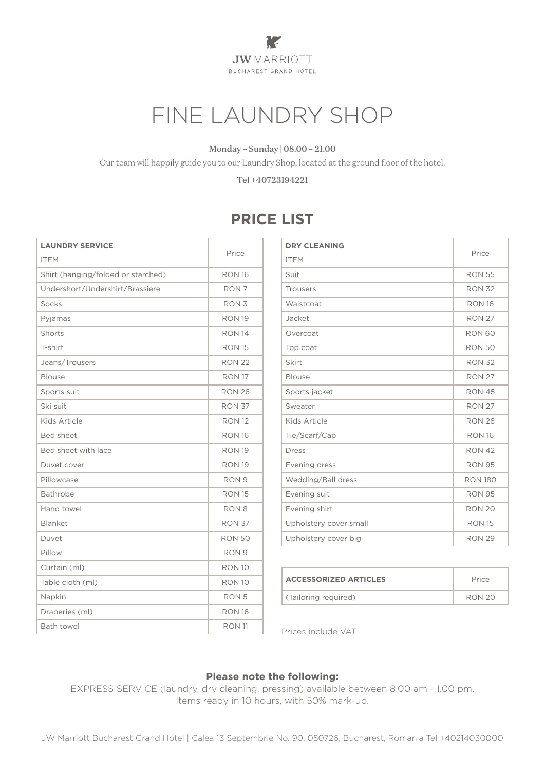JW MARRIOTT
BUCHAREST GRAND HOTEL

# FINE LAUNDRY SHOP

**Monday – Sunday | 08.00 – 21.00**

Our team will happily guide you to our Laundry Shop, located at the ground floor of the hotel.

**Tel +40723194221**

## PRICE LIST

| **LAUNDRY SERVICE** ITEM | Price |
|---|---|
| Shirt (hanging/folded or starched) | RON 16 |
| Undershort/Undershirt/Brassiere | RON 7 |
| Socks | RON 3 |
| Pyjamas | RON 19 |
| Shorts | RON 14 |
| T-shirt | RON 15 |
| Jeans/Trousers | RON 22 |
| Blouse | RON 17 |
| Sports suit | RON 26 |
| Ski suit | RON 37 |
| Kids Article | RON 12 |
| Bed sheet | RON 16 |
| Bed sheet with lace | RON 19 |
| Duvet cover | RON 19 |
| Pillowcase | RON 9 |
| Bathrobe | RON 15 |
| Hand towel | RON 8 |
| Blanket | RON 37 |
| Duvet | RON 50 |
| Pillow | RON 9 |
| Curtain (ml) | RON 10 |
| Table cloth (ml) | RON 10 |
| Napkin | RON 5 |
| Draperies (ml) | RON 16 |
| Bath towel | RON 11 |

| **DRY CLEANING** ITEM | Price |
|---|---|
| Suit | RON 55 |
| Trousers | RON 32 |
| Waistcoat | RON 16 |
| Jacket | RON 27 |
| Overcoat | RON 60 |
| Top coat | RON 50 |
| Skirt | RON 32 |
| Blouse | RON 27 |
| Sports jacket | RON 45 |
| Sweater | RON 27 |
| Kids Article | RON 26 |
| Tie/Scarf/Cap | RON 16 |
| Dress | RON 42 |
| Evening dress | RON 95 |
| Wedding/Ball dress | RON 180 |
| Evening suit | RON 95 |
| Evening shirt | RON 20 |
| Upholstery cover small | RON 15 |
| Upholstery cover big | RON 29 |

| **ACCESSORIZED ARTICLES** | Price |
|---|---|
| (Tailoring required) | RON 20 |

Prices include VAT

**Please note the following:**

EXPRESS SERVICE (laundry, dry cleaning, pressing) available between 8.00 am - 1.00 pm.
Items ready in 10 hours, with 50% mark-up.

JW Marriott Bucharest Grand Hotel | Calea 13 Septembrie No. 90, 050726, Bucharest, Romania Tel +40214030000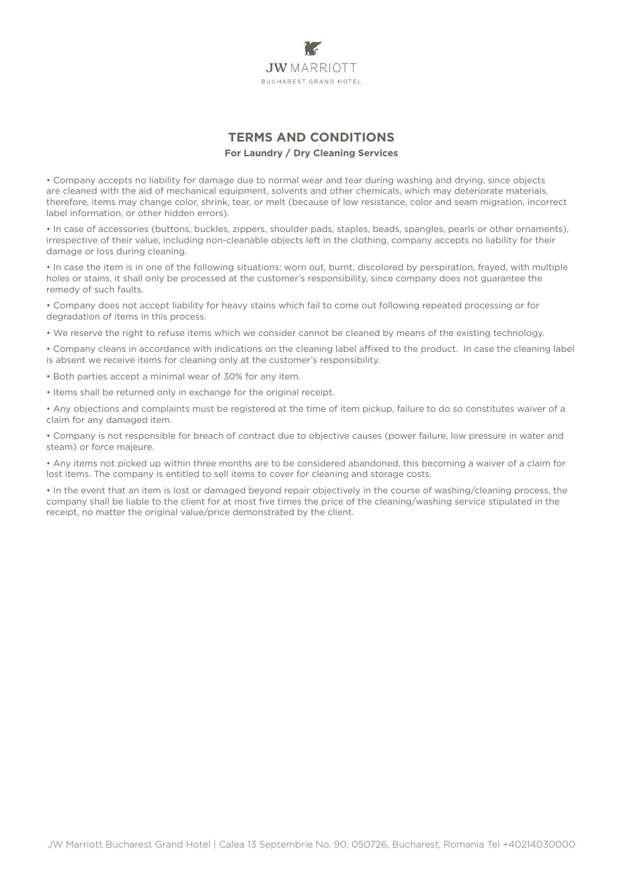JW MARRIOTT
BUCHAREST GRAND HOTEL

## TERMS AND CONDITIONS

**For Laundry / Dry Cleaning Services**

• Company accepts no liability for damage due to normal wear and tear during washing and drying, since objects are cleaned with the aid of mechanical equipment, solvents and other chemicals, which may deteriorate materials, therefore, items may change color, shrink, tear, or melt (because of low resistance, color and seam migration, incorrect label information, or other hidden errors).

• In case of accessories (buttons, buckles, zippers, shoulder pads, staples, beads, spangles, pearls or other ornaments), irrespective of their value, including non-cleanable objects left in the clothing, company accepts no liability for their damage or loss during cleaning.

• In case the item is in one of the following situations: worn out, burnt, discolored by perspiration, frayed, with multiple holes or stains, it shall only be processed at the customer's responsibility, since company does not guarantee the remedy of such faults.

• Company does not accept liability for heavy stains which fail to come out following repeated processing or for degradation of items in this process.

• We reserve the right to refuse items which we consider cannot be cleaned by means of the existing technology.

• Company cleans in accordance with indications on the cleaning label affixed to the product. In case the cleaning label is absent we receive items for cleaning only at the customer's responsibility.

• Both parties accept a minimal wear of 30% for any item.

• Items shall be returned only in exchange for the original receipt.

• Any objections and complaints must be registered at the time of item pickup, failure to do so constitutes waiver of a claim for any damaged item.

• Company is not responsible for breach of contract due to objective causes (power failure, low pressure in water and steam) or force majeure.

• Any items not picked up within three months are to be considered abandoned, this becoming a waiver of a claim for lost items. The company is entitled to sell items to cover for cleaning and storage costs.

• In the event that an item is lost or damaged beyond repair objectively in the course of washing/cleaning process, the company shall be liable to the client for at most five times the price of the cleaning/washing service stipulated in the receipt, no matter the original value/price demonstrated by the client.

JW Marriott Bucharest Grand Hotel | Calea 13 Septembrie No. 90, 050726, Bucharest, Romania Tel +40214030000